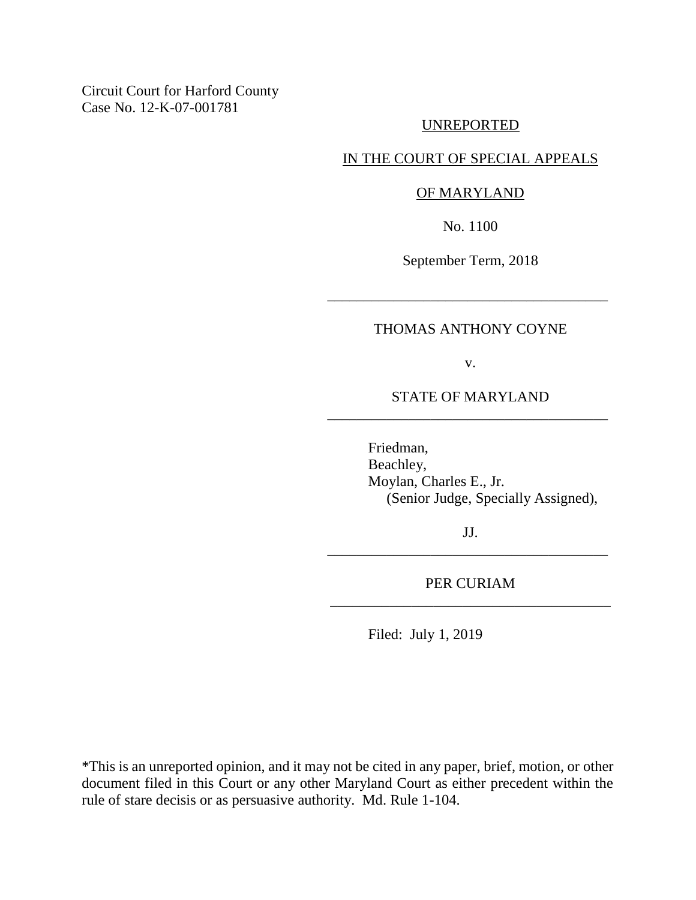Circuit Court for Harford County
Case No. 12-K-07-001781

UNREPORTED

IN THE COURT OF SPECIAL APPEALS

OF MARYLAND

No. 1100

September Term, 2018

---

THOMAS ANTHONY COYNE

v.

STATE OF MARYLAND

---

Friedman,
Beachley,
Moylan, Charles E., Jr.
(Senior Judge, Specially Assigned),

JJ.

---

PER CURIAM

---

Filed: July 1, 2019

*This is an unreported opinion, and it may not be cited in any paper, brief, motion, or other document filed in this Court or any other Maryland Court as either precedent within the rule of stare decisis or as persuasive authority. Md. Rule 1-104.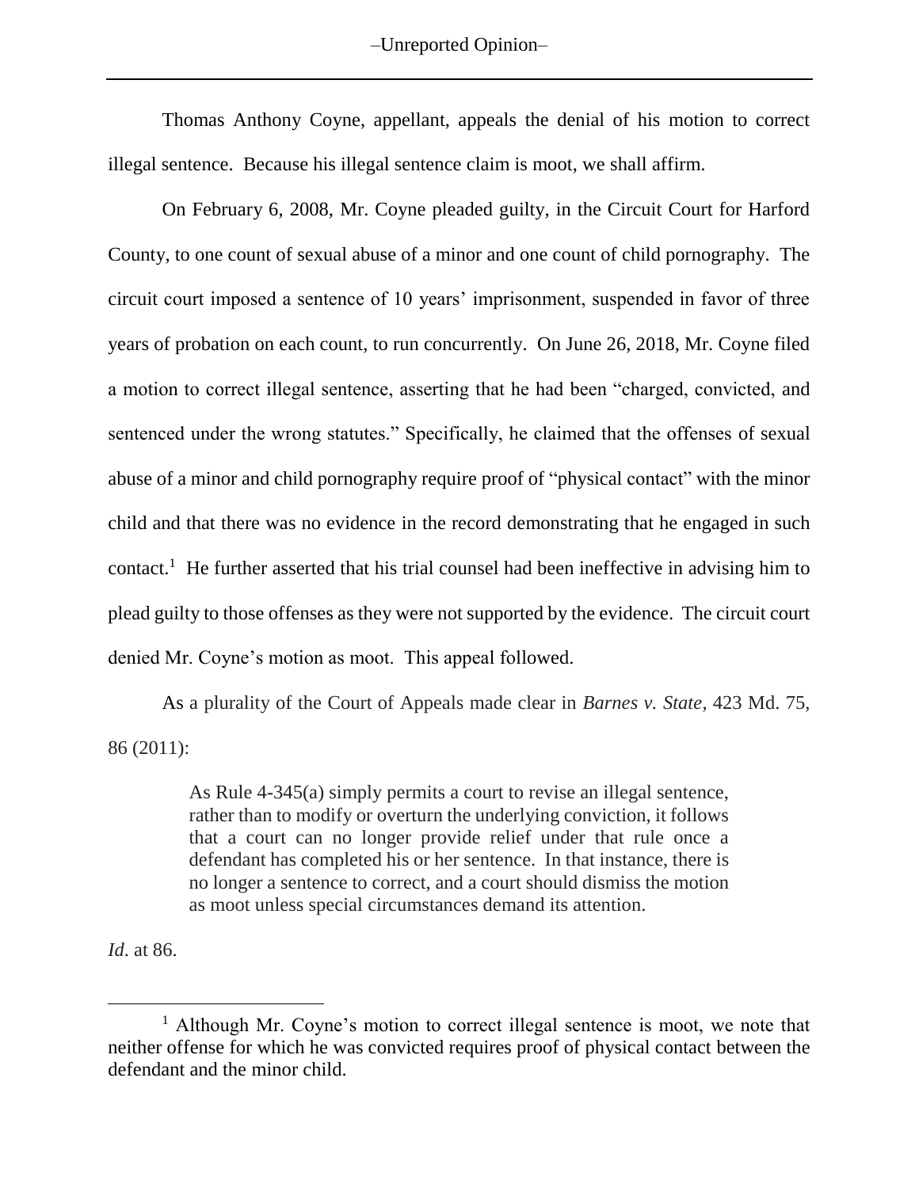Thomas Anthony Coyne, appellant, appeals the denial of his motion to correct illegal sentence. Because his illegal sentence claim is moot, we shall affirm.

On February 6, 2008, Mr. Coyne pleaded guilty, in the Circuit Court for Harford County, to one count of sexual abuse of a minor and one count of child pornography. The circuit court imposed a sentence of 10 years' imprisonment, suspended in favor of three years of probation on each count, to run concurrently. On June 26, 2018, Mr. Coyne filed a motion to correct illegal sentence, asserting that he had been "charged, convicted, and sentenced under the wrong statutes." Specifically, he claimed that the offenses of sexual abuse of a minor and child pornography require proof of "physical contact" with the minor child and that there was no evidence in the record demonstrating that he engaged in such contact.[1] He further asserted that his trial counsel had been ineffective in advising him to plead guilty to those offenses as they were not supported by the evidence. The circuit court denied Mr. Coyne's motion as moot. This appeal followed.

As a plurality of the Court of Appeals made clear in *Barnes v. State*, 423 Md. 75, 86 (2011):

> As Rule 4-345(a) simply permits a court to revise an illegal sentence, rather than to modify or overturn the underlying conviction, it follows that a court can no longer provide relief under that rule once a defendant has completed his or her sentence. In that instance, there is no longer a sentence to correct, and a court should dismiss the motion as moot unless special circumstances demand its attention.

*Id*. at 86.

[1] Although Mr. Coyne's motion to correct illegal sentence is moot, we note that neither offense for which he was convicted requires proof of physical contact between the defendant and the minor child.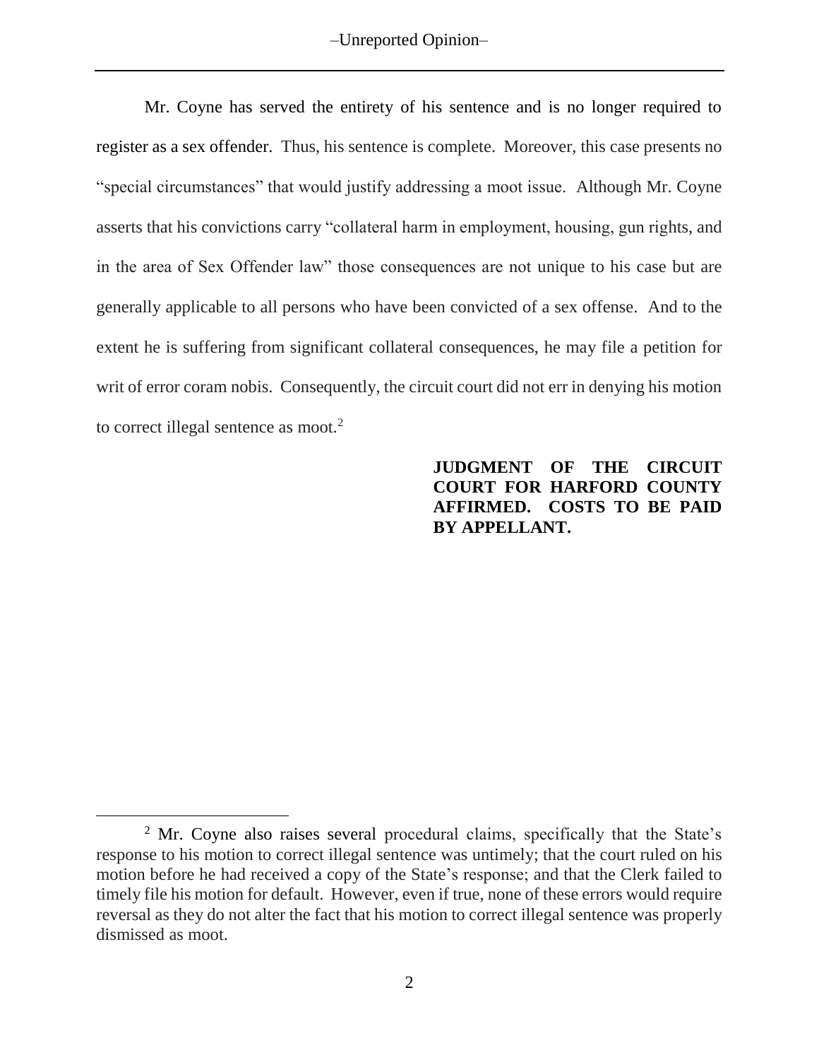Mr. Coyne has served the entirety of his sentence and is no longer required to register as a sex offender. Thus, his sentence is complete. Moreover, this case presents no "special circumstances" that would justify addressing a moot issue. Although Mr. Coyne asserts that his convictions carry "collateral harm in employment, housing, gun rights, and in the area of Sex Offender law" those consequences are not unique to his case but are generally applicable to all persons who have been convicted of a sex offense. And to the extent he is suffering from significant collateral consequences, he may file a petition for writ of error coram nobis. Consequently, the circuit court did not err in denying his motion to correct illegal sentence as moot.[2]

**JUDGMENT OF THE CIRCUIT COURT FOR HARFORD COUNTY AFFIRMED. COSTS TO BE PAID BY APPELLANT.**

---

[2] Mr. Coyne also raises several procedural claims, specifically that the State's response to his motion to correct illegal sentence was untimely; that the court ruled on his motion before he had received a copy of the State's response; and that the Clerk failed to timely file his motion for default. However, even if true, none of these errors would require reversal as they do not alter the fact that his motion to correct illegal sentence was properly dismissed as moot.